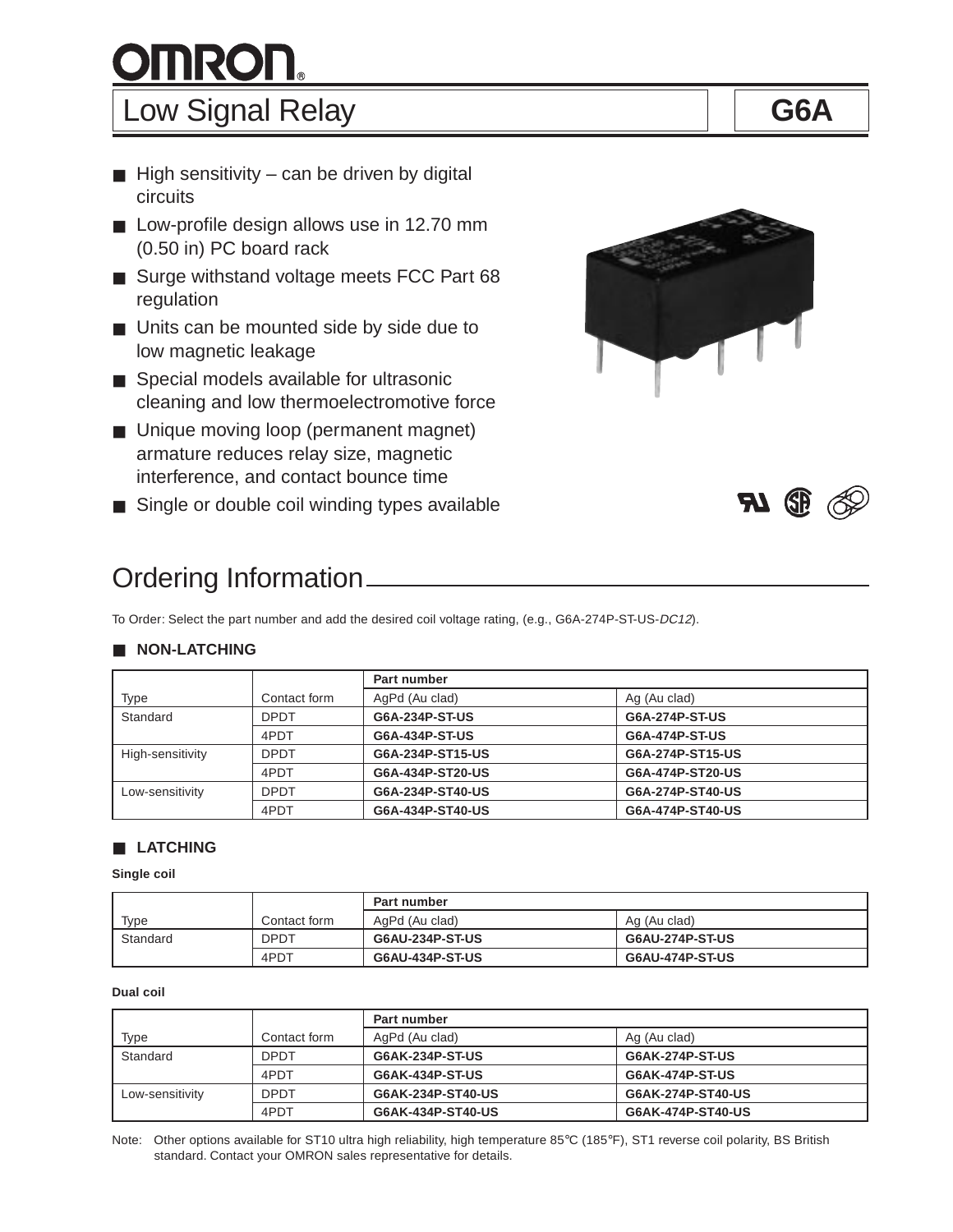# OMRON

## Low Signal Relay — G6A

- High sensitivity – can be driven by digital circuits
- Low-profile design allows use in 12.70 mm (0.50 in) PC board rack
- Surge withstand voltage meets FCC Part 68 regulation
- Units can be mounted side by side due to low magnetic leakage
- Special models available for ultrasonic cleaning and low thermoelectromotive force
- Unique moving loop (permanent magnet) armature reduces relay size, magnetic interference, and contact bounce time
- Single or double coil winding types available

## Ordering Information

To Order: Select the part number and add the desired coil voltage rating, (e.g., G6A-274P-ST-US-*DC12*).

### NON-LATCHING

| | | Part number | |
|---|---|---|---|
| Type | Contact form | AgPd (Au clad) | Ag (Au clad) |
| Standard | DPDT | **G6A-234P-ST-US** | **G6A-274P-ST-US** |
| | 4PDT | **G6A-434P-ST-US** | **G6A-474P-ST-US** |
| High-sensitivity | DPDT | **G6A-234P-ST15-US** | **G6A-274P-ST15-US** |
| | 4PDT | **G6A-434P-ST20-US** | **G6A-474P-ST20-US** |
| Low-sensitivity | DPDT | **G6A-234P-ST40-US** | **G6A-274P-ST40-US** |
| | 4PDT | **G6A-434P-ST40-US** | **G6A-474P-ST40-US** |

### LATCHING

**Single coil**

| | | Part number | |
|---|---|---|---|
| Type | Contact form | AgPd (Au clad) | Ag (Au clad) |
| Standard | DPDT | **G6AU-234P-ST-US** | **G6AU-274P-ST-US** |
| | 4PDT | **G6AU-434P-ST-US** | **G6AU-474P-ST-US** |

**Dual coil**

| | | Part number | |
|---|---|---|---|
| Type | Contact form | AgPd (Au clad) | Ag (Au clad) |
| Standard | DPDT | **G6AK-234P-ST-US** | **G6AK-274P-ST-US** |
| | 4PDT | **G6AK-434P-ST-US** | **G6AK-474P-ST-US** |
| Low-sensitivity | DPDT | **G6AK-234P-ST40-US** | **G6AK-274P-ST40-US** |
| | 4PDT | **G6AK-434P-ST40-US** | **G6AK-474P-ST40-US** |

Note: Other options available for ST10 ultra high reliability, high temperature 85°C (185°F), ST1 reverse coil polarity, BS British standard. Contact your OMRON sales representative for details.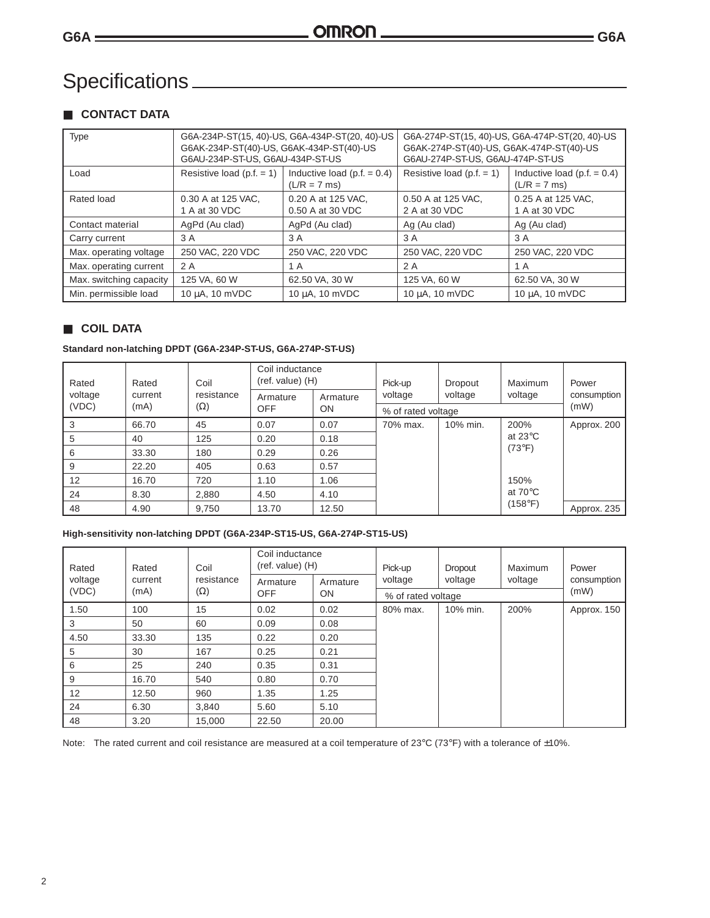# Specifications

## ■ CONTACT DATA

| Type | G6A-234P-ST(15, 40)-US, G6A-434P-ST(20, 40)-US G6AK-234P-ST(40)-US, G6AK-434P-ST(40)-US G6AU-234P-ST-US, G6AU-434P-ST-US | | G6A-274P-ST(15, 40)-US, G6A-474P-ST(20, 40)-US G6AK-274P-ST(40)-US, G6AK-474P-ST(40)-US G6AU-274P-ST-US, G6AU-474P-ST-US | |
|---|---|---|---|---|
| Load | Resistive load (p.f. = 1) | Inductive load (p.f. = 0.4) (L/R = 7 ms) | Resistive load (p.f. = 1) | Inductive load (p.f. = 0.4) (L/R = 7 ms) |
| Rated load | 0.30 A at 125 VAC, 1 A at 30 VDC | 0.20 A at 125 VAC, 0.50 A at 30 VDC | 0.50 A at 125 VAC, 2 A at 30 VDC | 0.25 A at 125 VAC, 1 A at 30 VDC |
| Contact material | AgPd (Au clad) | AgPd (Au clad) | Ag (Au clad) | Ag (Au clad) |
| Carry current | 3 A | 3 A | 3 A | 3 A |
| Max. operating voltage | 250 VAC, 220 VDC | 250 VAC, 220 VDC | 250 VAC, 220 VDC | 250 VAC, 220 VDC |
| Max. operating current | 2 A | 1 A | 2 A | 1 A |
| Max. switching capacity | 125 VA, 60 W | 62.50 VA, 30 W | 125 VA, 60 W | 62.50 VA, 30 W |
| Min. permissible load | 10 µA, 10 mVDC | 10 µA, 10 mVDC | 10 µA, 10 mVDC | 10 µA, 10 mVDC |

## ■ COIL DATA

**Standard non-latching DPDT (G6A-234P-ST-US, G6A-274P-ST-US)**

| Rated voltage (VDC) | Rated current (mA) | Coil resistance (Ω) | Coil inductance (ref. value) (H) | | Pick-up voltage | Dropout voltage | Maximum voltage | Power consumption (mW) |
|---|---|---|---|---|---|---|---|---|
| | | | Armature OFF | Armature ON | % of rated voltage | | | |
| 3 | 66.70 | 45 | 0.07 | 0.07 | 70% max. | 10% min. | 200% at 23°C (73°F) | Approx. 200 |
| 5 | 40 | 125 | 0.20 | 0.18 | | | | |
| 6 | 33.30 | 180 | 0.29 | 0.26 | | | | |
| 9 | 22.20 | 405 | 0.63 | 0.57 | | | | |
| 12 | 16.70 | 720 | 1.10 | 1.06 | | | 150% at 70°C (158°F) | |
| 24 | 8.30 | 2,880 | 4.50 | 4.10 | | | | |
| 48 | 4.90 | 9,750 | 13.70 | 12.50 | | | | Approx. 235 |

**High-sensitivity non-latching DPDT (G6A-234P-ST15-US, G6A-274P-ST15-US)**

| Rated voltage (VDC) | Rated current (mA) | Coil resistance (Ω) | Coil inductance (ref. value) (H) | | Pick-up voltage | Dropout voltage | Maximum voltage | Power consumption (mW) |
|---|---|---|---|---|---|---|---|---|
| | | | Armature OFF | Armature ON | % of rated voltage | | | |
| 1.50 | 100 | 15 | 0.02 | 0.02 | 80% max. | 10% min. | 200% | Approx. 150 |
| 3 | 50 | 60 | 0.09 | 0.08 | | | | |
| 4.50 | 33.30 | 135 | 0.22 | 0.20 | | | | |
| 5 | 30 | 167 | 0.25 | 0.21 | | | | |
| 6 | 25 | 240 | 0.35 | 0.31 | | | | |
| 9 | 16.70 | 540 | 0.80 | 0.70 | | | | |
| 12 | 12.50 | 960 | 1.35 | 1.25 | | | | |
| 24 | 6.30 | 3,840 | 5.60 | 5.10 | | | | |
| 48 | 3.20 | 15,000 | 22.50 | 20.00 | | | | |

Note: The rated current and coil resistance are measured at a coil temperature of 23°C (73°F) with a tolerance of ±10%.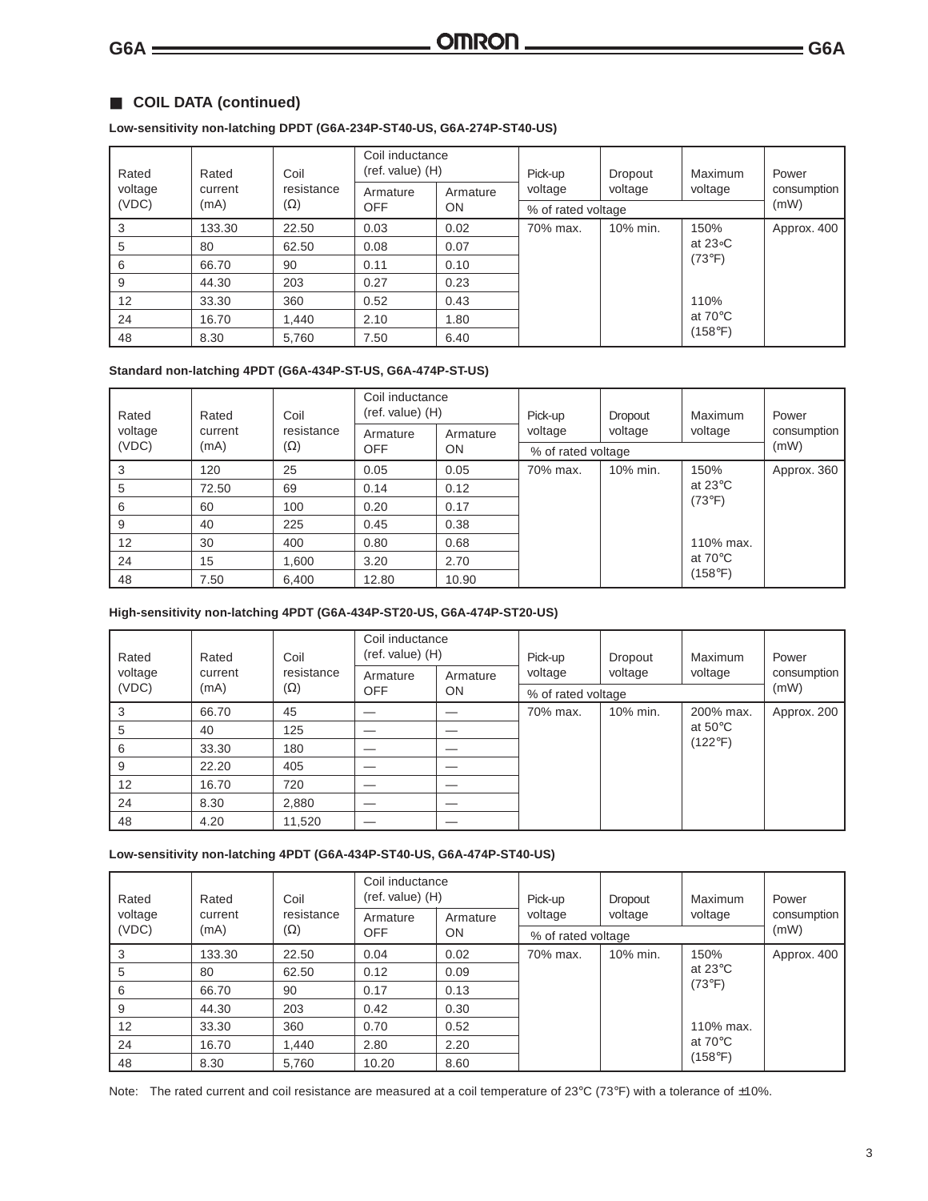## ■ COIL DATA (continued)

**Low-sensitivity non-latching DPDT (G6A-234P-ST40-US, G6A-274P-ST40-US)**

| Rated voltage (VDC) | Rated current (mA) | Coil resistance (Ω) | Coil inductance (ref. value) (H) | | Pick-up voltage | Dropout voltage | Maximum voltage | Power consumption (mW) |
|---|---|---|---|---|---|---|---|---|
| | | | Armature OFF | Armature ON | % of rated voltage | | | |
| 3 | 133.30 | 22.50 | 0.03 | 0.02 | 70% max. | 10% min. | 150% at 23°C (73°F)<br>110% at 70°C (158°F) | Approx. 400 |
| 5 | 80 | 62.50 | 0.08 | 0.07 | | | | |
| 6 | 66.70 | 90 | 0.11 | 0.10 | | | | |
| 9 | 44.30 | 203 | 0.27 | 0.23 | | | | |
| 12 | 33.30 | 360 | 0.52 | 0.43 | | | | |
| 24 | 16.70 | 1,440 | 2.10 | 1.80 | | | | |
| 48 | 8.30 | 5,760 | 7.50 | 6.40 | | | | |

**Standard non-latching 4PDT (G6A-434P-ST-US, G6A-474P-ST-US)**

| Rated voltage (VDC) | Rated current (mA) | Coil resistance (Ω) | Coil inductance (ref. value) (H) | | Pick-up voltage | Dropout voltage | Maximum voltage | Power consumption (mW) |
|---|---|---|---|---|---|---|---|---|
| | | | Armature OFF | Armature ON | % of rated voltage | | | |
| 3 | 120 | 25 | 0.05 | 0.05 | 70% max. | 10% min. | 150% at 23°C (73°F)<br>110% max. at 70°C (158°F) | Approx. 360 |
| 5 | 72.50 | 69 | 0.14 | 0.12 | | | | |
| 6 | 60 | 100 | 0.20 | 0.17 | | | | |
| 9 | 40 | 225 | 0.45 | 0.38 | | | | |
| 12 | 30 | 400 | 0.80 | 0.68 | | | | |
| 24 | 15 | 1,600 | 3.20 | 2.70 | | | | |
| 48 | 7.50 | 6,400 | 12.80 | 10.90 | | | | |

**High-sensitivity non-latching 4PDT (G6A-434P-ST20-US, G6A-474P-ST20-US)**

| Rated voltage (VDC) | Rated current (mA) | Coil resistance (Ω) | Coil inductance (ref. value) (H) | | Pick-up voltage | Dropout voltage | Maximum voltage | Power consumption (mW) |
|---|---|---|---|---|---|---|---|---|
| | | | Armature OFF | Armature ON | % of rated voltage | | | |
| 3 | 66.70 | 45 | — | — | 70% max. | 10% min. | 200% max. at 50°C (122°F) | Approx. 200 |
| 5 | 40 | 125 | — | — | | | | |
| 6 | 33.30 | 180 | — | — | | | | |
| 9 | 22.20 | 405 | — | — | | | | |
| 12 | 16.70 | 720 | — | — | | | | |
| 24 | 8.30 | 2,880 | — | — | | | | |
| 48 | 4.20 | 11,520 | — | — | | | | |

**Low-sensitivity non-latching 4PDT (G6A-434P-ST40-US, G6A-474P-ST40-US)**

| Rated voltage (VDC) | Rated current (mA) | Coil resistance (Ω) | Coil inductance (ref. value) (H) | | Pick-up voltage | Dropout voltage | Maximum voltage | Power consumption (mW) |
|---|---|---|---|---|---|---|---|---|
| | | | Armature OFF | Armature ON | % of rated voltage | | | |
| 3 | 133.30 | 22.50 | 0.04 | 0.02 | 70% max. | 10% min. | 150% at 23°C (73°F)<br>110% max. at 70°C (158°F) | Approx. 400 |
| 5 | 80 | 62.50 | 0.12 | 0.09 | | | | |
| 6 | 66.70 | 90 | 0.17 | 0.13 | | | | |
| 9 | 44.30 | 203 | 0.42 | 0.30 | | | | |
| 12 | 33.30 | 360 | 0.70 | 0.52 | | | | |
| 24 | 16.70 | 1,440 | 2.80 | 2.20 | | | | |
| 48 | 8.30 | 5,760 | 10.20 | 8.60 | | | | |

Note: The rated current and coil resistance are measured at a coil temperature of 23°C (73°F) with a tolerance of ±10%.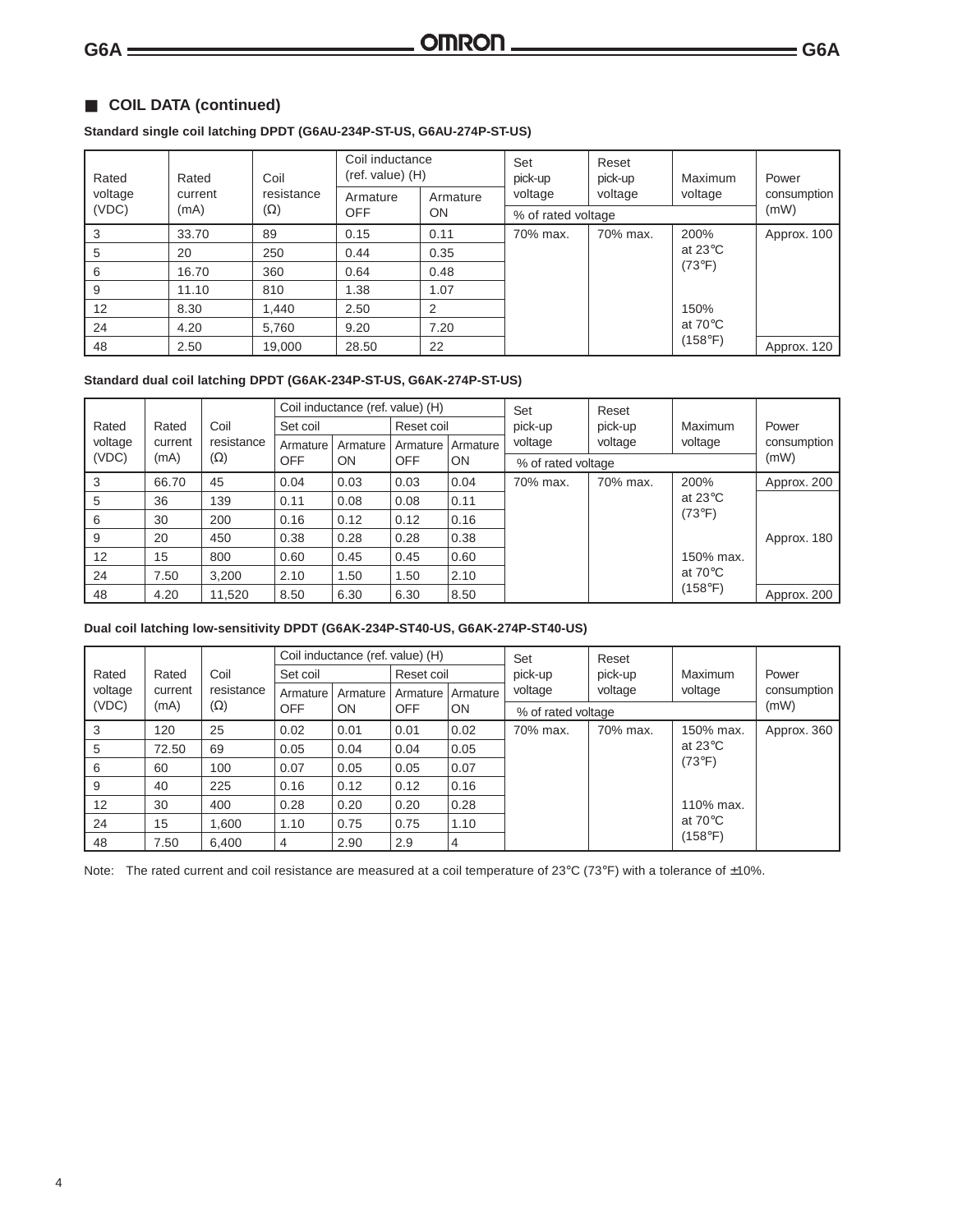## COIL DATA (continued)

**Standard single coil latching DPDT (G6AU-234P-ST-US, G6AU-274P-ST-US)**

| Rated voltage (VDC) | Rated current (mA) | Coil resistance (Ω) | Coil inductance (ref. value) (H) | | Set pick-up voltage | Reset pick-up voltage | Maximum voltage | Power consumption (mW) |
|---|---|---|---|---|---|---|---|---|
| | | | Armature OFF | Armature ON | % of rated voltage | | | |
| 3 | 33.70 | 89 | 0.15 | 0.11 | 70% max. | 70% max. | 200% at 23°C (73°F)<br><br>150% at 70°C (158°F) | Approx. 100 |
| 5 | 20 | 250 | 0.44 | 0.35 | | | | |
| 6 | 16.70 | 360 | 0.64 | 0.48 | | | | |
| 9 | 11.10 | 810 | 1.38 | 1.07 | | | | |
| 12 | 8.30 | 1,440 | 2.50 | 2 | | | | |
| 24 | 4.20 | 5,760 | 9.20 | 7.20 | | | | |
| 48 | 2.50 | 19,000 | 28.50 | 22 | | | | Approx. 120 |

**Standard dual coil latching DPDT (G6AK-234P-ST-US, G6AK-274P-ST-US)**

| Rated voltage (VDC) | Rated current (mA) | Coil resistance (Ω) | Coil inductance (ref. value) (H) | | | | Set pick-up voltage | Reset pick-up voltage | Maximum voltage | Power consumption (mW) |
|---|---|---|---|---|---|---|---|---|---|---|
| | | | Set coil | | Reset coil | | | | | |
| | | | Armature OFF | Armature ON | Armature OFF | Armature ON | % of rated voltage | | | |
| 3 | 66.70 | 45 | 0.04 | 0.03 | 0.03 | 0.04 | 70% max. | 70% max. | 200% at 23°C (73°F)<br><br>150% max. at 70°C (158°F) | Approx. 200 |
| 5 | 36 | 139 | 0.11 | 0.08 | 0.08 | 0.11 | | | | Approx. 180 |
| 6 | 30 | 200 | 0.16 | 0.12 | 0.12 | 0.16 | | | | |
| 9 | 20 | 450 | 0.38 | 0.28 | 0.28 | 0.38 | | | | |
| 12 | 15 | 800 | 0.60 | 0.45 | 0.45 | 0.60 | | | | |
| 24 | 7.50 | 3,200 | 2.10 | 1.50 | 1.50 | 2.10 | | | | |
| 48 | 4.20 | 11,520 | 8.50 | 6.30 | 6.30 | 8.50 | | | | Approx. 200 |

**Dual coil latching low-sensitivity DPDT (G6AK-234P-ST40-US, G6AK-274P-ST40-US)**

| Rated voltage (VDC) | Rated current (mA) | Coil resistance (Ω) | Coil inductance (ref. value) (H) | | | | Set pick-up voltage | Reset pick-up voltage | Maximum voltage | Power consumption (mW) |
|---|---|---|---|---|---|---|---|---|---|---|
| | | | Set coil | | Reset coil | | | | | |
| | | | Armature OFF | Armature ON | Armature OFF | Armature ON | % of rated voltage | | | |
| 3 | 120 | 25 | 0.02 | 0.01 | 0.01 | 0.02 | 70% max. | 70% max. | 150% max. at 23°C (73°F)<br><br>110% max. at 70°C (158°F) | Approx. 360 |
| 5 | 72.50 | 69 | 0.05 | 0.04 | 0.04 | 0.05 | | | | |
| 6 | 60 | 100 | 0.07 | 0.05 | 0.05 | 0.07 | | | | |
| 9 | 40 | 225 | 0.16 | 0.12 | 0.12 | 0.16 | | | | |
| 12 | 30 | 400 | 0.28 | 0.20 | 0.20 | 0.28 | | | | |
| 24 | 15 | 1,600 | 1.10 | 0.75 | 0.75 | 1.10 | | | | |
| 48 | 7.50 | 6,400 | 4 | 2.90 | 2.9 | 4 | | | | |

Note: The rated current and coil resistance are measured at a coil temperature of 23°C (73°F) with a tolerance of ±10%.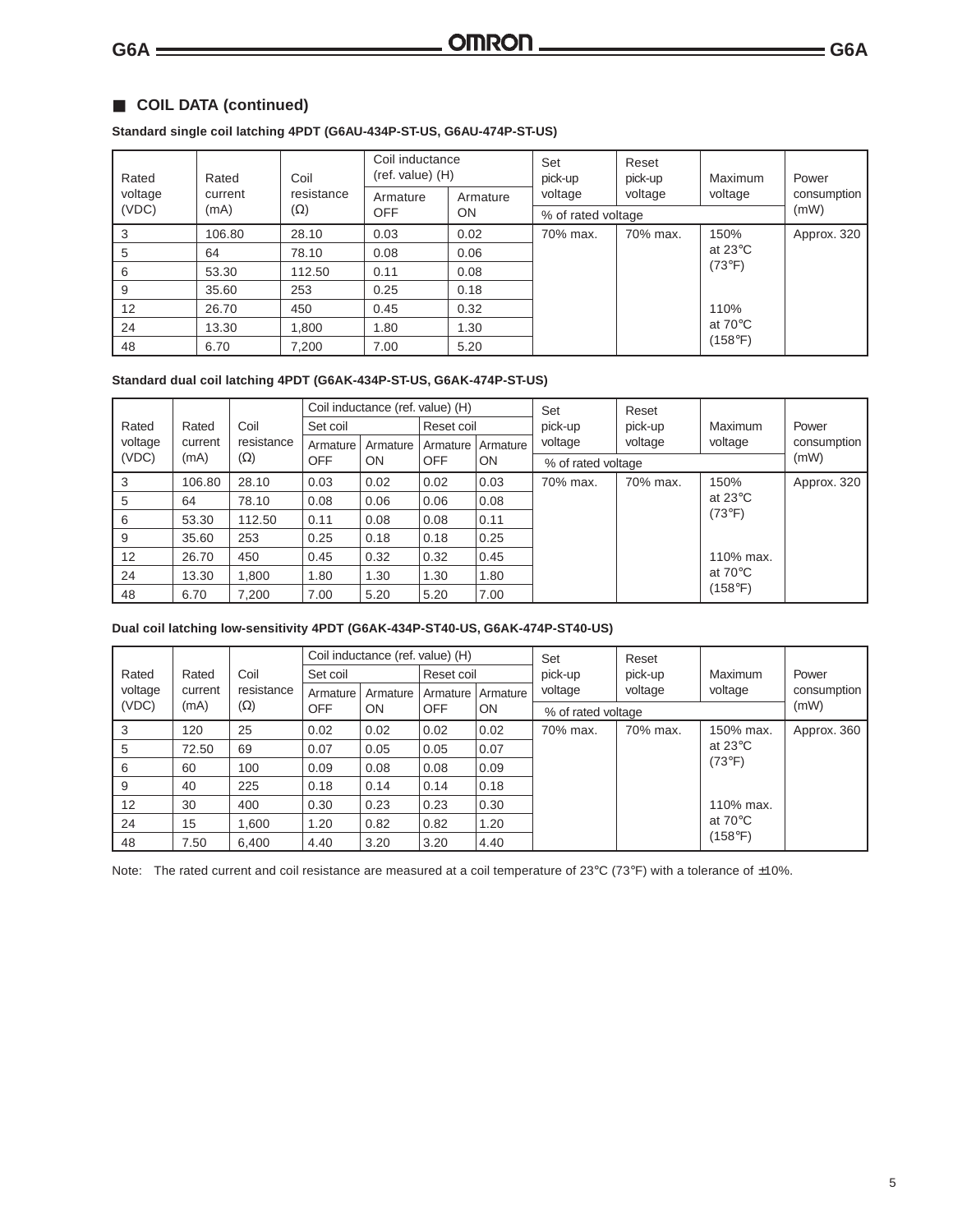## ■ COIL DATA (continued)

**Standard single coil latching 4PDT (G6AU-434P-ST-US, G6AU-474P-ST-US)**

| Rated voltage (VDC) | Rated current (mA) | Coil resistance (Ω) | Coil inductance (ref. value) (H) | | Set pick-up voltage | Reset pick-up voltage | Maximum voltage | Power consumption (mW) |
|---|---|---|---|---|---|---|---|---|
| | | | Armature OFF | Armature ON | % of rated voltage | | | |
| 3 | 106.80 | 28.10 | 0.03 | 0.02 | 70% max. | 70% max. | 150% at 23°C (73°F) 110% at 70°C (158°F) | Approx. 320 |
| 5 | 64 | 78.10 | 0.08 | 0.06 | | | | |
| 6 | 53.30 | 112.50 | 0.11 | 0.08 | | | | |
| 9 | 35.60 | 253 | 0.25 | 0.18 | | | | |
| 12 | 26.70 | 450 | 0.45 | 0.32 | | | | |
| 24 | 13.30 | 1,800 | 1.80 | 1.30 | | | | |
| 48 | 6.70 | 7,200 | 7.00 | 5.20 | | | | |

**Standard dual coil latching 4PDT (G6AK-434P-ST-US, G6AK-474P-ST-US)**

| Rated voltage (VDC) | Rated current (mA) | Coil resistance (Ω) | Coil inductance (ref. value) (H) | | | | Set pick-up voltage | Reset pick-up voltage | Maximum voltage | Power consumption (mW) |
|---|---|---|---|---|---|---|---|---|---|---|
| | | | Set coil | | Reset coil | | % of rated voltage | | | |
| | | | Armature OFF | Armature ON | Armature OFF | Armature ON | | | | |
| 3 | 106.80 | 28.10 | 0.03 | 0.02 | 0.02 | 0.03 | 70% max. | 70% max. | 150% at 23°C (73°F) 110% max. at 70°C (158°F) | Approx. 320 |
| 5 | 64 | 78.10 | 0.08 | 0.06 | 0.06 | 0.08 | | | | |
| 6 | 53.30 | 112.50 | 0.11 | 0.08 | 0.08 | 0.11 | | | | |
| 9 | 35.60 | 253 | 0.25 | 0.18 | 0.18 | 0.25 | | | | |
| 12 | 26.70 | 450 | 0.45 | 0.32 | 0.32 | 0.45 | | | | |
| 24 | 13.30 | 1,800 | 1.80 | 1.30 | 1.30 | 1.80 | | | | |
| 48 | 6.70 | 7,200 | 7.00 | 5.20 | 5.20 | 7.00 | | | | |

**Dual coil latching low-sensitivity 4PDT (G6AK-434P-ST40-US, G6AK-474P-ST40-US)**

| Rated voltage (VDC) | Rated current (mA) | Coil resistance (Ω) | Coil inductance (ref. value) (H) | | | | Set pick-up voltage | Reset pick-up voltage | Maximum voltage | Power consumption (mW) |
|---|---|---|---|---|---|---|---|---|---|---|
| | | | Set coil | | Reset coil | | % of rated voltage | | | |
| | | | Armature OFF | Armature ON | Armature OFF | Armature ON | | | | |
| 3 | 120 | 25 | 0.02 | 0.02 | 0.02 | 0.02 | 70% max. | 70% max. | 150% max. at 23°C (73°F) 110% max. at 70°C (158°F) | Approx. 360 |
| 5 | 72.50 | 69 | 0.07 | 0.05 | 0.05 | 0.07 | | | | |
| 6 | 60 | 100 | 0.09 | 0.08 | 0.08 | 0.09 | | | | |
| 9 | 40 | 225 | 0.18 | 0.14 | 0.14 | 0.18 | | | | |
| 12 | 30 | 400 | 0.30 | 0.23 | 0.23 | 0.30 | | | | |
| 24 | 15 | 1,600 | 1.20 | 0.82 | 0.82 | 1.20 | | | | |
| 48 | 7.50 | 6,400 | 4.40 | 3.20 | 3.20 | 4.40 | | | | |

Note: The rated current and coil resistance are measured at a coil temperature of 23°C (73°F) with a tolerance of ±10%.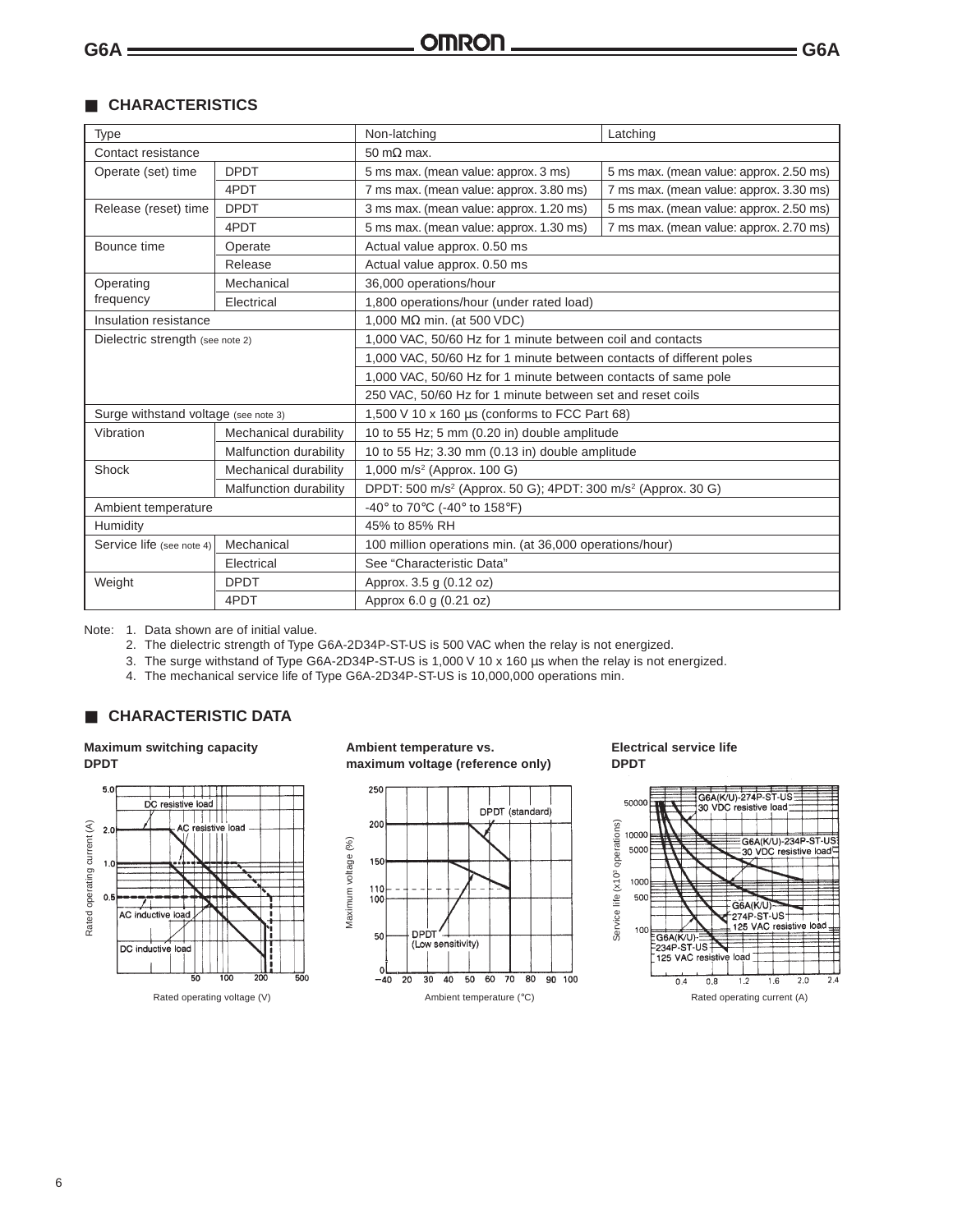## CHARACTERISTICS

| Type | | Non-latching | Latching |
|---|---|---|---|
| Contact resistance | | 50 mΩ max. | |
| Operate (set) time | DPDT | 5 ms max. (mean value: approx. 3 ms) | 5 ms max. (mean value: approx. 2.50 ms) |
| | 4PDT | 7 ms max. (mean value: approx. 3.80 ms) | 7 ms max. (mean value: approx. 3.30 ms) |
| Release (reset) time | DPDT | 3 ms max. (mean value: approx. 1.20 ms) | 5 ms max. (mean value: approx. 2.50 ms) |
| | 4PDT | 5 ms max. (mean value: approx. 1.30 ms) | 7 ms max. (mean value: approx. 2.70 ms) |
| Bounce time | Operate | Actual value approx. 0.50 ms | |
| | Release | Actual value approx. 0.50 ms | |
| Operating frequency | Mechanical | 36,000 operations/hour | |
| | Electrical | 1,800 operations/hour (under rated load) | |
| Insulation resistance | | 1,000 MΩ min. (at 500 VDC) | |
| Dielectric strength (see note 2) | | 1,000 VAC, 50/60 Hz for 1 minute between coil and contacts | |
| | | 1,000 VAC, 50/60 Hz for 1 minute between contacts of different poles | |
| | | 1,000 VAC, 50/60 Hz for 1 minute between contacts of same pole | |
| | | 250 VAC, 50/60 Hz for 1 minute between set and reset coils | |
| Surge withstand voltage (see note 3) | | 1,500 V 10 x 160 µs (conforms to FCC Part 68) | |
| Vibration | Mechanical durability | 10 to 55 Hz; 5 mm (0.20 in) double amplitude | |
| | Malfunction durability | 10 to 55 Hz; 3.30 mm (0.13 in) double amplitude | |
| Shock | Mechanical durability | 1,000 m/s² (Approx. 100 G) | |
| | Malfunction durability | DPDT: 500 m/s² (Approx. 50 G); 4PDT: 300 m/s² (Approx. 30 G) | |
| Ambient temperature | | -40° to 70°C (-40° to 158°F) | |
| Humidity | | 45% to 85% RH | |
| Service life (see note 4) | Mechanical | 100 million operations min. (at 36,000 operations/hour) | |
| | Electrical | See "Characteristic Data" | |
| Weight | DPDT | Approx. 3.5 g (0.12 oz) | |
| | 4PDT | Approx 6.0 g (0.21 oz) | |

Note:
1. Data shown are of initial value.
2. The dielectric strength of Type G6A-2D34P-ST-US is 500 VAC when the relay is not energized.
3. The surge withstand of Type G6A-2D34P-ST-US is 1,000 V 10 x 160 µs when the relay is not energized.
4. The mechanical service life of Type G6A-2D34P-ST-US is 10,000,000 operations min.

## CHARACTERISTIC DATA

**Maximum switching capacity DPDT**

Rated operating current (A) vs. Rated operating voltage (V): DC resistive load, AC resistive load, AC inductive load, DC inductive load

**Ambient temperature vs. maximum voltage (reference only)**

Maximum voltage (%) vs. Ambient temperature (°C): DPDT (standard), DPDT (Low sensitivity)

**Electrical service life DPDT**

Service life (x10³ operations) vs. Rated operating current (A): G6A(K/U)-274P-ST-US 30 VDC resistive load; G6A(K/U)-234P-ST-US 30 VDC resistive load; G6A(K/U)-274P-ST-US 125 VAC resistive load; G6A(K/U)-234P-ST-US 125 VAC resistive load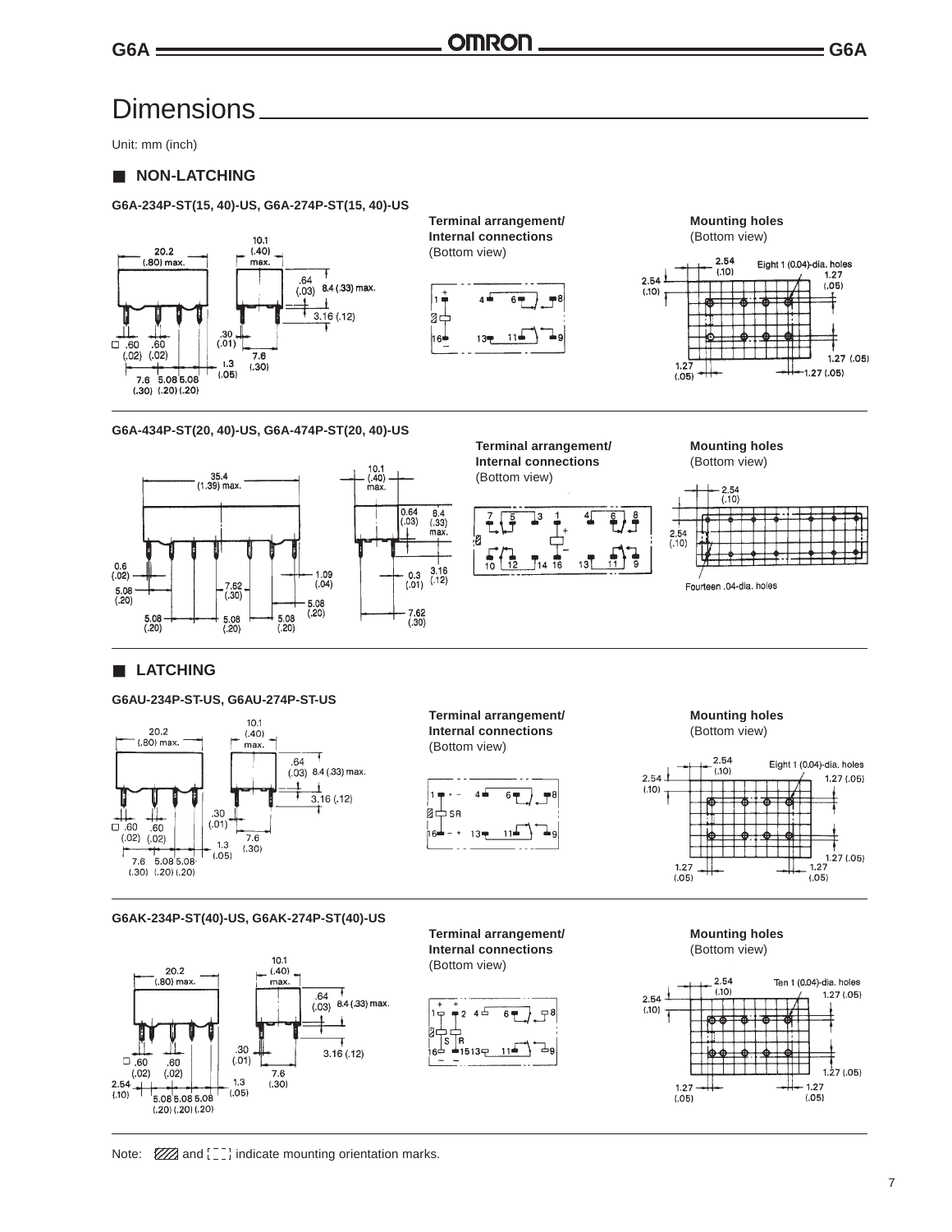# Dimensions

Unit: mm (inch)

## ■ NON-LATCHING

**G6A-234P-ST(15, 40)-US, G6A-274P-ST(15, 40)-US**

**Terminal arrangement/ Internal connections** (Bottom view)

**Mounting holes** (Bottom view)

Eight 1 (0.04)-dia. holes

**G6A-434P-ST(20, 40)-US, G6A-474P-ST(20, 40)-US**

**Terminal arrangement/ Internal connections** (Bottom view)

**Mounting holes** (Bottom view)

Fourteen .04-dia. holes

## ■ LATCHING

**G6AU-234P-ST-US, G6AU-274P-ST-US**

**Terminal arrangement/ Internal connections** (Bottom view)

**Mounting holes** (Bottom view)

Eight 1 (0.04)-dia. holes

**G6AK-234P-ST(40)-US, G6AK-274P-ST(40)-US**

**Terminal arrangement/ Internal connections** (Bottom view)

**Mounting holes** (Bottom view)

Ten 1 (0.04)-dia. holes

Note: ▨ and [ ] indicate mounting orientation marks.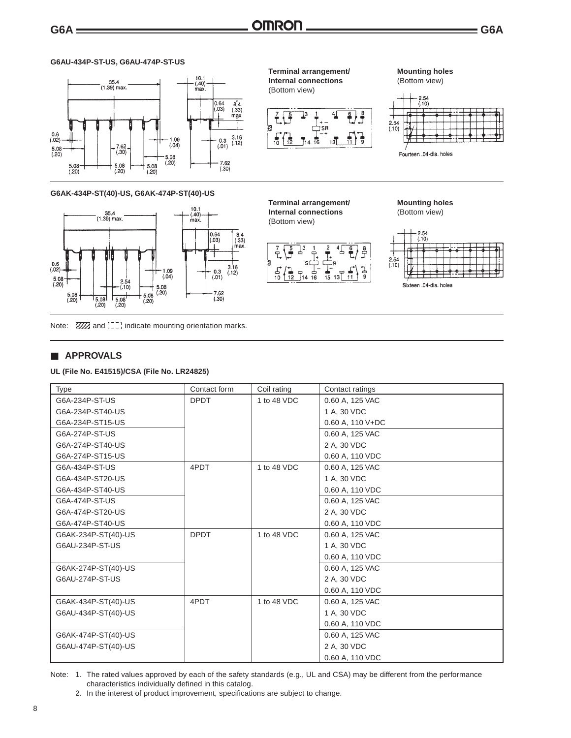**G6AU-434P-ST-US, G6AU-474P-ST-US**

35.4 (1.39) max.

10.1 (.40) max.

0.64 (.03)

8.4 (.33) max.

0.6 (.02)

1.09 (.04)

0.3 (.01)

3.16 (.12)

5.08 (.20)

7.62 (.30)

5.08 (.20)

5.08 (.20) 5.08 (.20) 5.08 (.20)

7.62 (.30)

**Terminal arrangement/ Internal connections** (Bottom view)

**Mounting holes** (Bottom view)

2.54 (.10)

2.54 (.10)

Fourteen .04-dia. holes

**G6AK-434P-ST(40)-US, G6AK-474P-ST(40)-US**

35.4 (1.39) max.

10.1 (.40) max.

0.64 (.03)

8.4 (.33) max.

0.6 (.02)

1.09 (.04)

0.3 (.01)

3.16 (.12)

5.08 (.20)

2.54 (.10)

5.08 (.20)

5.08 (.20) 5.08 (.20) 5.08 (.20) 5.08 (.20)

7.62 (.30)

**Terminal arrangement/ Internal connections** (Bottom view)

**Mounting holes** (Bottom view)

2.54 (.10)

2.54 (.10)

Sixteen .04-dia. holes

Note: ▨ and [ ] indicate mounting orientation marks.

## ■ APPROVALS

**UL (File No. E41515)/CSA (File No. LR24825)**

| Type | Contact form | Coil rating | Contact ratings |
|---|---|---|---|
| G6A-234P-ST-US<br>G6A-234P-ST40-US<br>G6A-234P-ST15-US | DPDT | 1 to 48 VDC | 0.60 A, 125 VAC<br>1 A, 30 VDC<br>0.60 A, 110 V+DC |
| G6A-274P-ST-US<br>G6A-274P-ST40-US<br>G6A-274P-ST15-US | | | 0.60 A, 125 VAC<br>2 A, 30 VDC<br>0.60 A, 110 VDC |
| G6A-434P-ST-US<br>G6A-434P-ST20-US<br>G6A-434P-ST40-US | 4PDT | 1 to 48 VDC | 0.60 A, 125 VAC<br>1 A, 30 VDC<br>0.60 A, 110 VDC |
| G6A-474P-ST-US<br>G6A-474P-ST20-US<br>G6A-474P-ST40-US | | | 0.60 A, 125 VAC<br>2 A, 30 VDC<br>0.60 A, 110 VDC |
| G6AK-234P-ST(40)-US<br>G6AU-234P-ST-US | DPDT | 1 to 48 VDC | 0.60 A, 125 VAC<br>1 A, 30 VDC<br>0.60 A, 110 VDC |
| G6AK-274P-ST(40)-US<br>G6AU-274P-ST-US | | | 0.60 A, 125 VAC<br>2 A, 30 VDC<br>0.60 A, 110 VDC |
| G6AK-434P-ST(40)-US<br>G6AU-434P-ST(40)-US | 4PDT | 1 to 48 VDC | 0.60 A, 125 VAC<br>1 A, 30 VDC<br>0.60 A, 110 VDC |
| G6AK-474P-ST(40)-US<br>G6AU-474P-ST(40)-US | | | 0.60 A, 125 VAC<br>2 A, 30 VDC<br>0.60 A, 110 VDC |

Note: 1. The rated values approved by each of the safety standards (e.g., UL and CSA) may be different from the performance characteristics individually defined in this catalog.

2. In the interest of product improvement, specifications are subject to change.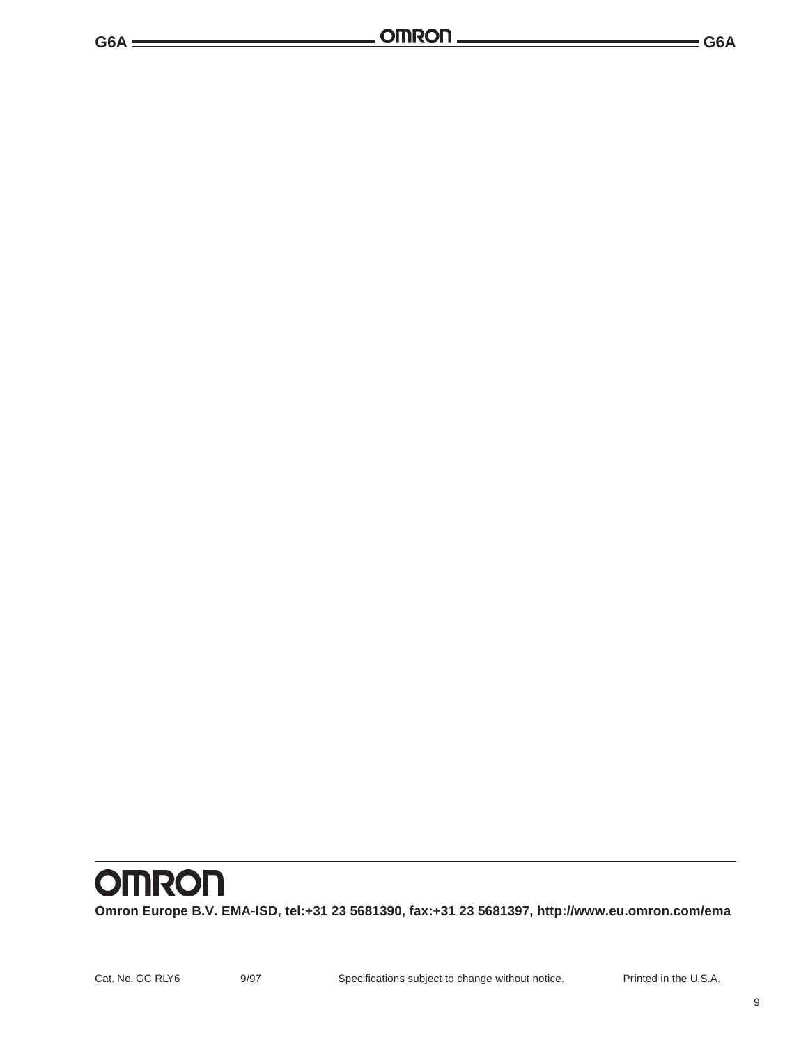**OMRON**

**Omron Europe B.V. EMA-ISD, tel:+31 23 5681390, fax:+31 23 5681397, http://www.eu.omron.com/ema**

Cat. No. GC RLY6 9/97 Specifications subject to change without notice. Printed in the U.S.A.